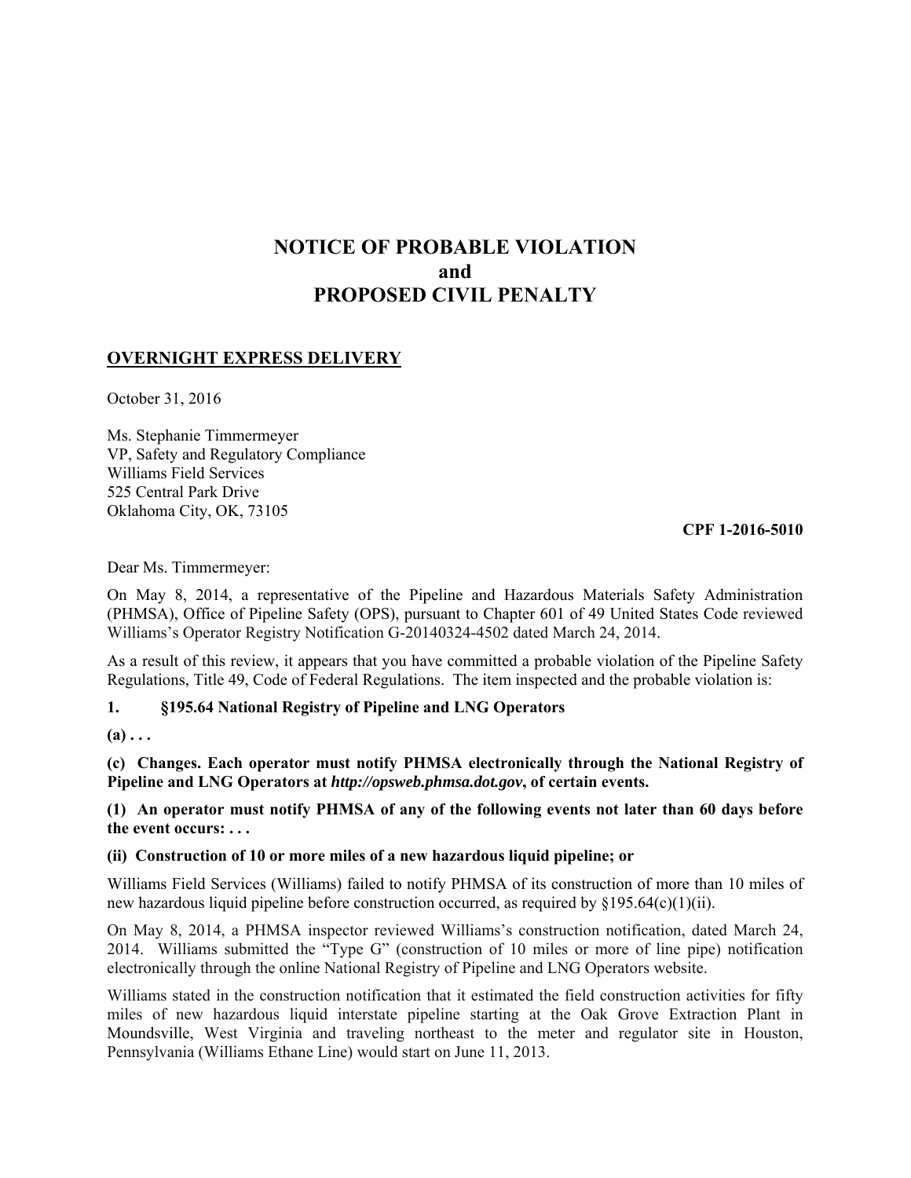# NOTICE OF PROBABLE VIOLATION
# and
# PROPOSED CIVIL PENALTY

**OVERNIGHT EXPRESS DELIVERY**

October 31, 2016

Ms. Stephanie Timmermeyer
VP, Safety and Regulatory Compliance
Williams Field Services
525 Central Park Drive
Oklahoma City, OK, 73105

**CPF 1-2016-5010**

Dear Ms. Timmermeyer:

On May 8, 2014, a representative of the Pipeline and Hazardous Materials Safety Administration (PHMSA), Office of Pipeline Safety (OPS), pursuant to Chapter 601 of 49 United States Code reviewed Williams's Operator Registry Notification G-20140324-4502 dated March 24, 2014.

As a result of this review, it appears that you have committed a probable violation of the Pipeline Safety Regulations, Title 49, Code of Federal Regulations. The item inspected and the probable violation is:

**1. §195.64 National Registry of Pipeline and LNG Operators**

**(a) . . .**

**(c) Changes. Each operator must notify PHMSA electronically through the National Registry of Pipeline and LNG Operators at *http://opsweb.phmsa.dot.gov*, of certain events.**

**(1) An operator must notify PHMSA of any of the following events not later than 60 days before the event occurs: . . .**

**(ii) Construction of 10 or more miles of a new hazardous liquid pipeline; or**

Williams Field Services (Williams) failed to notify PHMSA of its construction of more than 10 miles of new hazardous liquid pipeline before construction occurred, as required by §195.64(c)(1)(ii).

On May 8, 2014, a PHMSA inspector reviewed Williams's construction notification, dated March 24, 2014. Williams submitted the "Type G" (construction of 10 miles or more of line pipe) notification electronically through the online National Registry of Pipeline and LNG Operators website.

Williams stated in the construction notification that it estimated the field construction activities for fifty miles of new hazardous liquid interstate pipeline starting at the Oak Grove Extraction Plant in Moundsville, West Virginia and traveling northeast to the meter and regulator site in Houston, Pennsylvania (Williams Ethane Line) would start on June 11, 2013.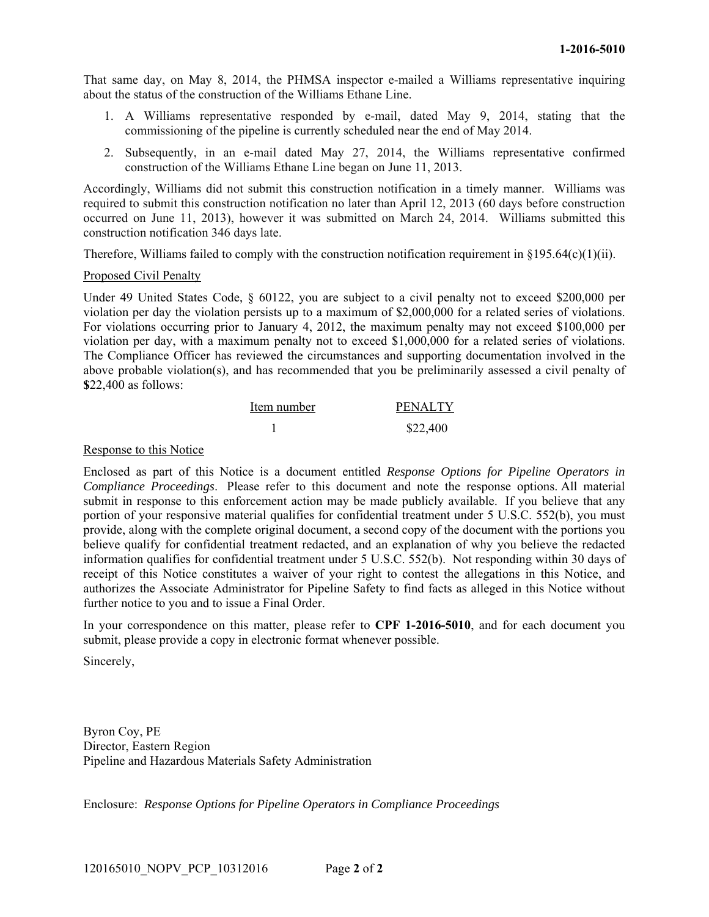That same day, on May 8, 2014, the PHMSA inspector e-mailed a Williams representative inquiring about the status of the construction of the Williams Ethane Line.

1. A Williams representative responded by e-mail, dated May 9, 2014, stating that the commissioning of the pipeline is currently scheduled near the end of May 2014.
2. Subsequently, in an e-mail dated May 27, 2014, the Williams representative confirmed construction of the Williams Ethane Line began on June 11, 2013.

Accordingly, Williams did not submit this construction notification in a timely manner. Williams was required to submit this construction notification no later than April 12, 2013 (60 days before construction occurred on June 11, 2013), however it was submitted on March 24, 2014. Williams submitted this construction notification 346 days late.

Therefore, Williams failed to comply with the construction notification requirement in §195.64(c)(1)(ii).

Proposed Civil Penalty

Under 49 United States Code, § 60122, you are subject to a civil penalty not to exceed $200,000 per violation per day the violation persists up to a maximum of $2,000,000 for a related series of violations. For violations occurring prior to January 4, 2012, the maximum penalty may not exceed $100,000 per violation per day, with a maximum penalty not to exceed $1,000,000 for a related series of violations. The Compliance Officer has reviewed the circumstances and supporting documentation involved in the above probable violation(s), and has recommended that you be preliminarily assessed a civil penalty of **$**22,400 as follows:

| Item number | PENALTY |
|---|---|
| 1 | $22,400 |

Response to this Notice

Enclosed as part of this Notice is a document entitled *Response Options for Pipeline Operators in Compliance Proceedings*. Please refer to this document and note the response options. All material submit in response to this enforcement action may be made publicly available. If you believe that any portion of your responsive material qualifies for confidential treatment under 5 U.S.C. 552(b), you must provide, along with the complete original document, a second copy of the document with the portions you believe qualify for confidential treatment redacted, and an explanation of why you believe the redacted information qualifies for confidential treatment under 5 U.S.C. 552(b). Not responding within 30 days of receipt of this Notice constitutes a waiver of your right to contest the allegations in this Notice, and authorizes the Associate Administrator for Pipeline Safety to find facts as alleged in this Notice without further notice to you and to issue a Final Order.

In your correspondence on this matter, please refer to **CPF 1-2016-5010**, and for each document you submit, please provide a copy in electronic format whenever possible.

Sincerely,

Byron Coy, PE
Director, Eastern Region
Pipeline and Hazardous Materials Safety Administration

Enclosure: *Response Options for Pipeline Operators in Compliance Proceedings*